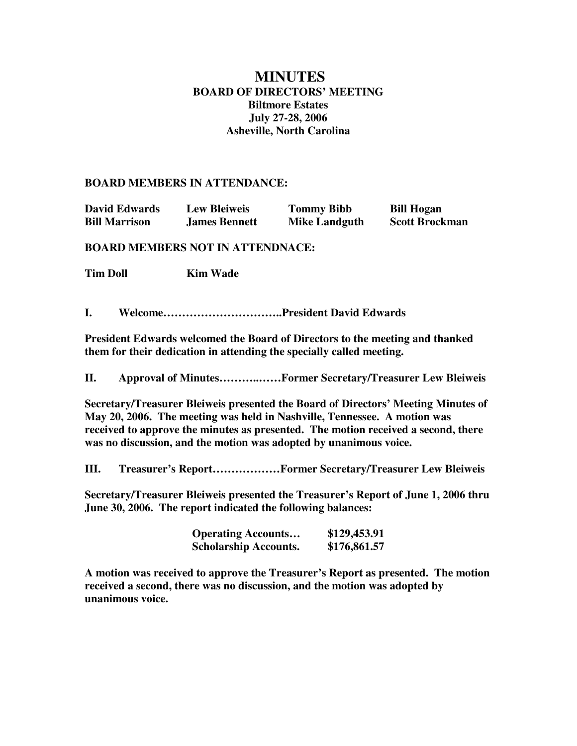# MINUTES
## BOARD OF DIRECTORS' MEETING
### Biltmore Estates
### July 27-28, 2006
### Asheville, North Carolina

**BOARD MEMBERS IN ATTENDANCE:**

| | | | |
|---|---|---|---|
| **David Edwards** | **Lew Bleiweis** | **Tommy Bibb** | **Bill Hogan** |
| **Bill Marrison** | **James Bennett** | **Mike Landguth** | **Scott Brockman** |

**BOARD MEMBERS NOT IN ATTENDNACE:**

**Tim Doll** **Kim Wade**

**I. Welcome…………………………..President David Edwards**

**President Edwards welcomed the Board of Directors to the meeting and thanked them for their dedication in attending the specially called meeting.**

**II. Approval of Minutes………..……Former Secretary/Treasurer Lew Bleiweis**

**Secretary/Treasurer Bleiweis presented the Board of Directors' Meeting Minutes of May 20, 2006. The meeting was held in Nashville, Tennessee. A motion was received to approve the minutes as presented. The motion received a second, there was no discussion, and the motion was adopted by unanimous voice.**

**III. Treasurer's Report………………Former Secretary/Treasurer Lew Bleiweis**

**Secretary/Treasurer Bleiweis presented the Treasurer's Report of June 1, 2006 thru June 30, 2006. The report indicated the following balances:**

| | |
|---|---|
| **Operating Accounts…** | **$129,453.91** |
| **Scholarship Accounts.** | **$176,861.57** |

**A motion was received to approve the Treasurer's Report as presented. The motion received a second, there was no discussion, and the motion was adopted by unanimous voice.**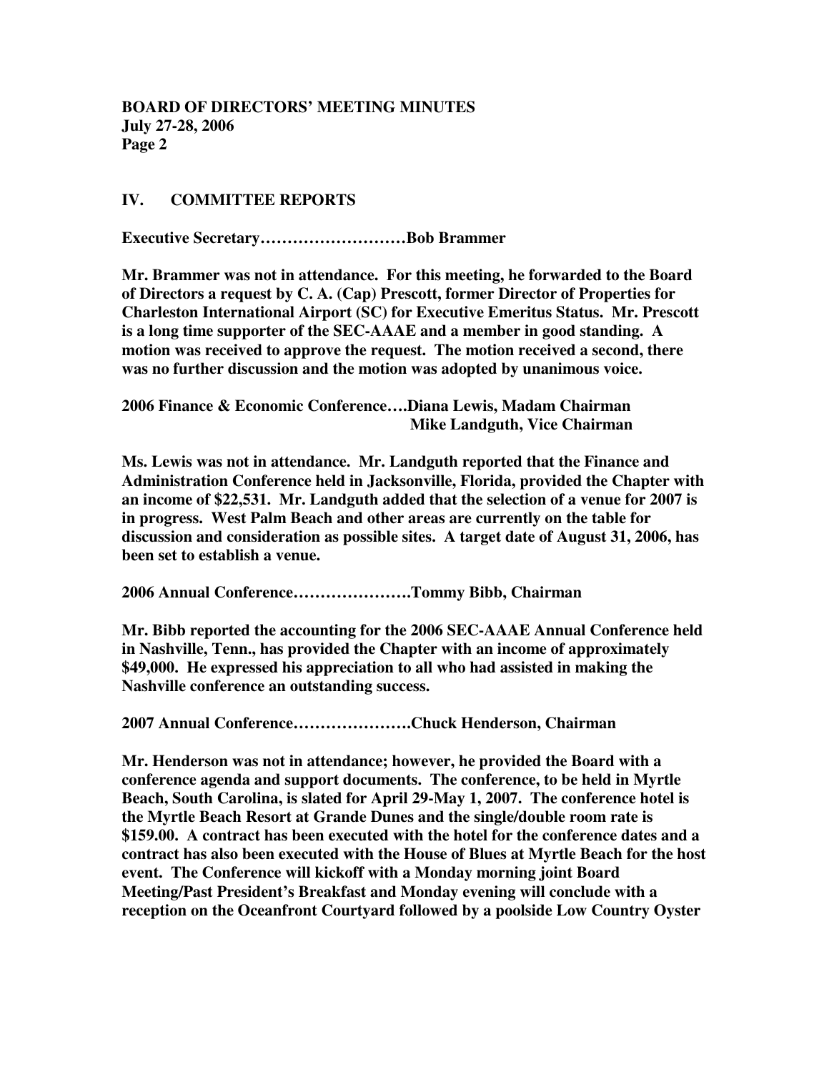## IV. COMMITTEE REPORTS

**Executive Secretary………………………Bob Brammer**

**Mr. Brammer was not in attendance. For this meeting, he forwarded to the Board of Directors a request by C. A. (Cap) Prescott, former Director of Properties for Charleston International Airport (SC) for Executive Emeritus Status. Mr. Prescott is a long time supporter of the SEC-AAAE and a member in good standing. A motion was received to approve the request. The motion received a second, there was no further discussion and the motion was adopted by unanimous voice.**

**2006 Finance & Economic Conference….Diana Lewis, Madam Chairman**
**Mike Landguth, Vice Chairman**

**Ms. Lewis was not in attendance. Mr. Landguth reported that the Finance and Administration Conference held in Jacksonville, Florida, provided the Chapter with an income of $22,531. Mr. Landguth added that the selection of a venue for 2007 is in progress. West Palm Beach and other areas are currently on the table for discussion and consideration as possible sites. A target date of August 31, 2006, has been set to establish a venue.**

**2006 Annual Conference………………….Tommy Bibb, Chairman**

**Mr. Bibb reported the accounting for the 2006 SEC-AAAE Annual Conference held in Nashville, Tenn., has provided the Chapter with an income of approximately $49,000. He expressed his appreciation to all who had assisted in making the Nashville conference an outstanding success.**

**2007 Annual Conference………………….Chuck Henderson, Chairman**

**Mr. Henderson was not in attendance; however, he provided the Board with a conference agenda and support documents. The conference, to be held in Myrtle Beach, South Carolina, is slated for April 29-May 1, 2007. The conference hotel is the Myrtle Beach Resort at Grande Dunes and the single/double room rate is $159.00. A contract has been executed with the hotel for the conference dates and a contract has also been executed with the House of Blues at Myrtle Beach for the host event. The Conference will kickoff with a Monday morning joint Board Meeting/Past President's Breakfast and Monday evening will conclude with a reception on the Oceanfront Courtyard followed by a poolside Low Country Oyster**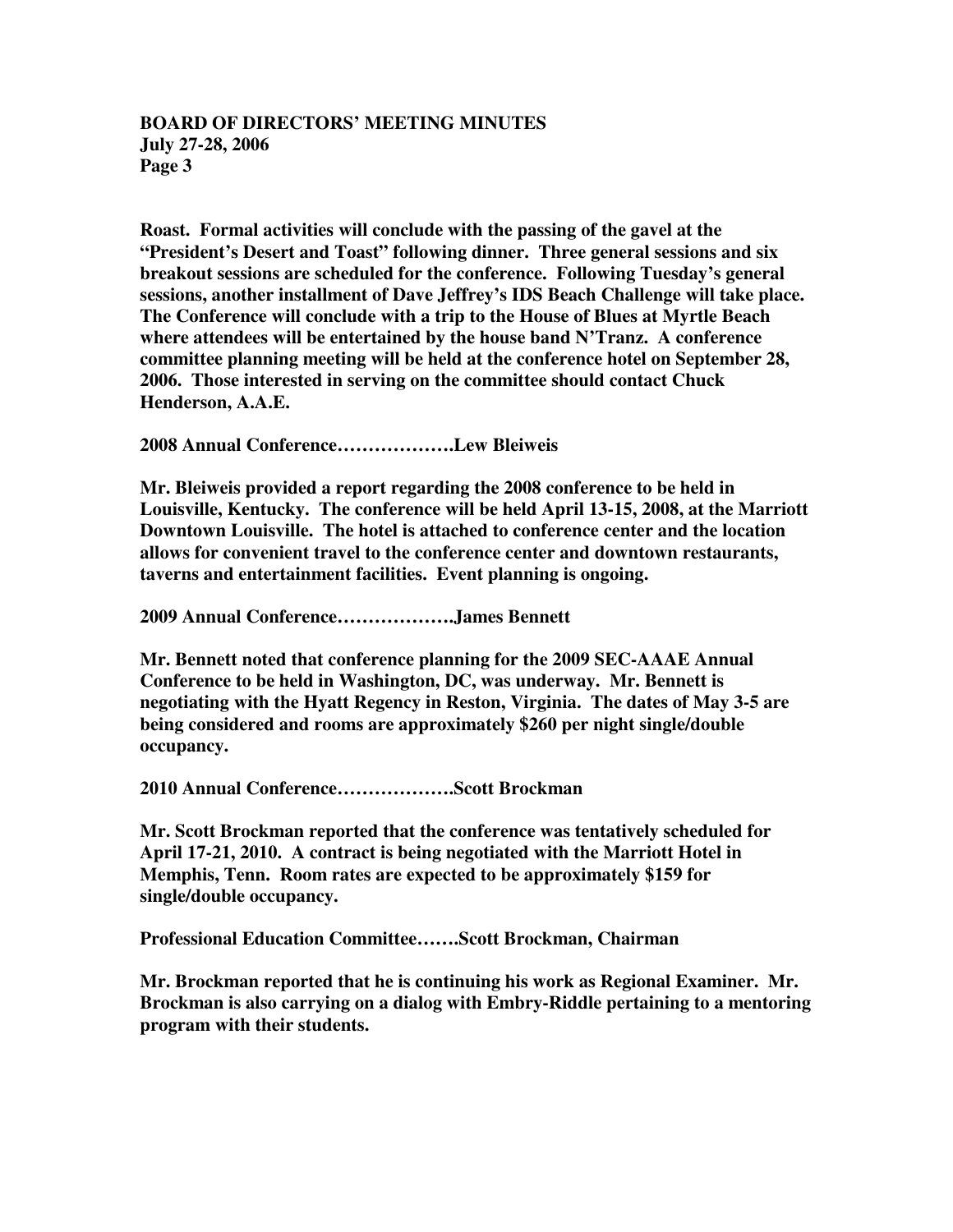**Roast. Formal activities will conclude with the passing of the gavel at the "President's Desert and Toast" following dinner. Three general sessions and six breakout sessions are scheduled for the conference. Following Tuesday's general sessions, another installment of Dave Jeffrey's IDS Beach Challenge will take place. The Conference will conclude with a trip to the House of Blues at Myrtle Beach where attendees will be entertained by the house band N'Tranz. A conference committee planning meeting will be held at the conference hotel on September 28, 2006. Those interested in serving on the committee should contact Chuck Henderson, A.A.E.**

**2008 Annual Conference……………….Lew Bleiweis**

**Mr. Bleiweis provided a report regarding the 2008 conference to be held in Louisville, Kentucky. The conference will be held April 13-15, 2008, at the Marriott Downtown Louisville. The hotel is attached to conference center and the location allows for convenient travel to the conference center and downtown restaurants, taverns and entertainment facilities. Event planning is ongoing.**

**2009 Annual Conference……………….James Bennett**

**Mr. Bennett noted that conference planning for the 2009 SEC-AAAE Annual Conference to be held in Washington, DC, was underway. Mr. Bennett is negotiating with the Hyatt Regency in Reston, Virginia. The dates of May 3-5 are being considered and rooms are approximately $260 per night single/double occupancy.**

**2010 Annual Conference……………….Scott Brockman**

**Mr. Scott Brockman reported that the conference was tentatively scheduled for April 17-21, 2010. A contract is being negotiated with the Marriott Hotel in Memphis, Tenn. Room rates are expected to be approximately $159 for single/double occupancy.**

**Professional Education Committee…….Scott Brockman, Chairman**

**Mr. Brockman reported that he is continuing his work as Regional Examiner. Mr. Brockman is also carrying on a dialog with Embry-Riddle pertaining to a mentoring program with their students.**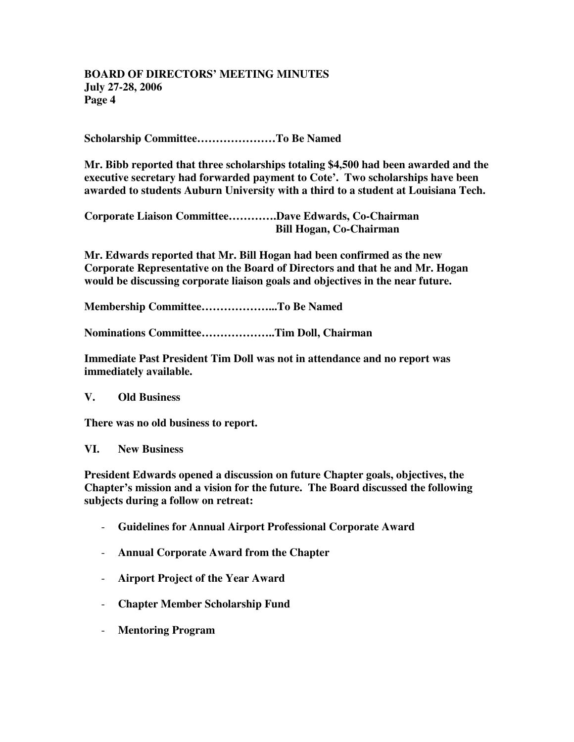**Scholarship Committee…………………To Be Named**

**Mr. Bibb reported that three scholarships totaling $4,500 had been awarded and the executive secretary had forwarded payment to Cote'. Two scholarships have been awarded to students Auburn University with a third to a student at Louisiana Tech.**

**Corporate Liaison Committee…………Dave Edwards, Co-Chairman**
**Bill Hogan, Co-Chairman**

**Mr. Edwards reported that Mr. Bill Hogan had been confirmed as the new Corporate Representative on the Board of Directors and that he and Mr. Hogan would be discussing corporate liaison goals and objectives in the near future.**

**Membership Committee………………...To Be Named**

**Nominations Committee………………..Tim Doll, Chairman**

**Immediate Past President Tim Doll was not in attendance and no report was immediately available.**

## V. Old Business

**There was no old business to report.**

## VI. New Business

**President Edwards opened a discussion on future Chapter goals, objectives, the Chapter's mission and a vision for the future. The Board discussed the following subjects during a follow on retreat:**

- **Guidelines for Annual Airport Professional Corporate Award**
- **Annual Corporate Award from the Chapter**
- **Airport Project of the Year Award**
- **Chapter Member Scholarship Fund**
- **Mentoring Program**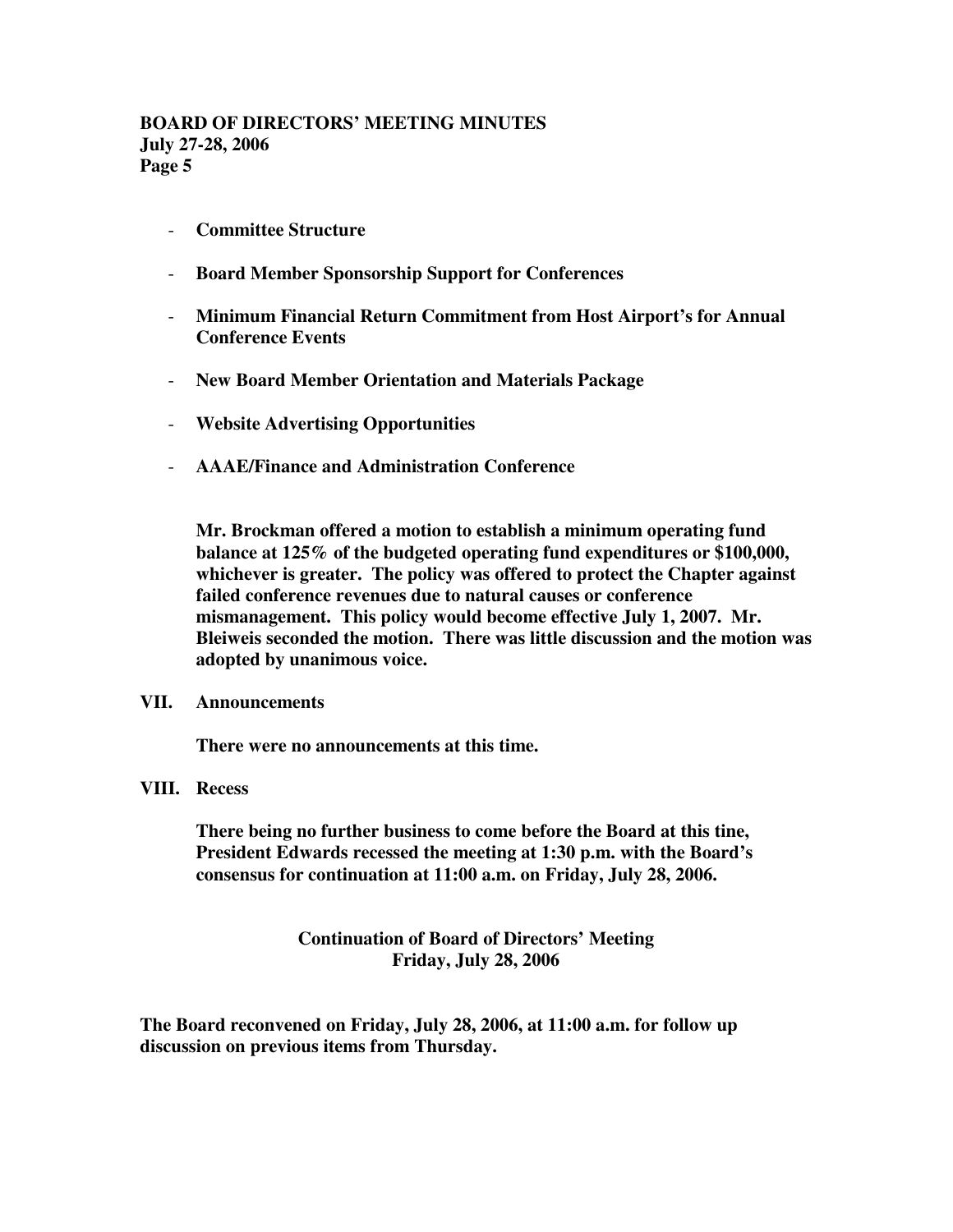- **Committee Structure**

- **Board Member Sponsorship Support for Conferences**

- **Minimum Financial Return Commitment from Host Airport's for Annual Conference Events**

- **New Board Member Orientation and Materials Package**

- **Website Advertising Opportunities**

- **AAAE/Finance and Administration Conference**

**Mr. Brockman offered a motion to establish a minimum operating fund balance at 125% of the budgeted operating fund expenditures or $100,000, whichever is greater. The policy was offered to protect the Chapter against failed conference revenues due to natural causes or conference mismanagement. This policy would become effective July 1, 2007. Mr. Bleiweis seconded the motion. There was little discussion and the motion was adopted by unanimous voice.**

**VII. Announcements**

**There were no announcements at this time.**

**VIII. Recess**

**There being no further business to come before the Board at this tine, President Edwards recessed the meeting at 1:30 p.m. with the Board's consensus for continuation at 11:00 a.m. on Friday, July 28, 2006.**

**Continuation of Board of Directors' Meeting**
**Friday, July 28, 2006**

**The Board reconvened on Friday, July 28, 2006, at 11:00 a.m. for follow up discussion on previous items from Thursday.**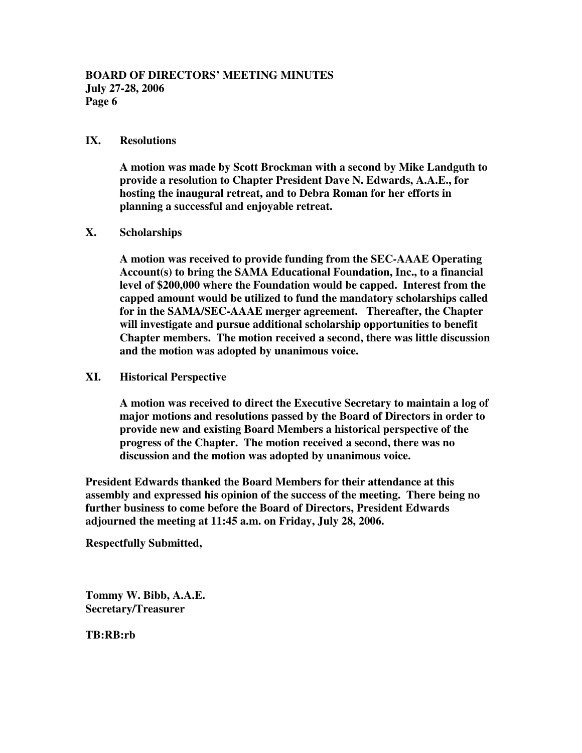## IX. Resolutions

**A motion was made by Scott Brockman with a second by Mike Landguth to provide a resolution to Chapter President Dave N. Edwards, A.A.E., for hosting the inaugural retreat, and to Debra Roman for her efforts in planning a successful and enjoyable retreat.**

## X. Scholarships

**A motion was received to provide funding from the SEC-AAAE Operating Account(s) to bring the SAMA Educational Foundation, Inc., to a financial level of $200,000 where the Foundation would be capped. Interest from the capped amount would be utilized to fund the mandatory scholarships called for in the SAMA/SEC-AAAE merger agreement. Thereafter, the Chapter will investigate and pursue additional scholarship opportunities to benefit Chapter members. The motion received a second, there was little discussion and the motion was adopted by unanimous voice.**

## XI. Historical Perspective

**A motion was received to direct the Executive Secretary to maintain a log of major motions and resolutions passed by the Board of Directors in order to provide new and existing Board Members a historical perspective of the progress of the Chapter. The motion received a second, there was no discussion and the motion was adopted by unanimous voice.**

**President Edwards thanked the Board Members for their attendance at this assembly and expressed his opinion of the success of the meeting. There being no further business to come before the Board of Directors, President Edwards adjourned the meeting at 11:45 a.m. on Friday, July 28, 2006.**

**Respectfully Submitted,**

**Tommy W. Bibb, A.A.E.**
**Secretary/Treasurer**

**TB:RB:rb**